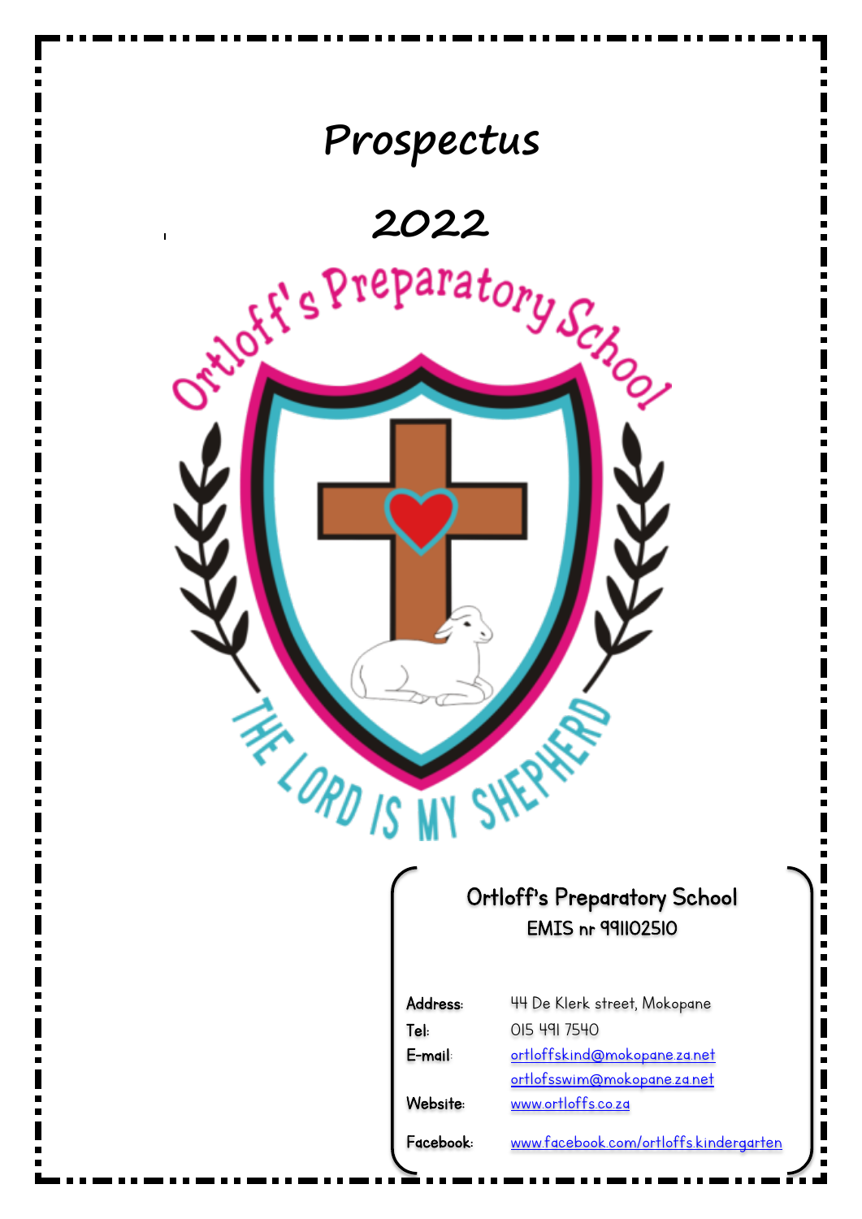# Prospectus

# 2022

Ortloff's Preparatory School

THE LORD IS MY SHEPHERD

**Ortloff's Preparatory School**
**EMIS nr 991102510**

| | |
|---|---|
| **Address:** | 44 De Klerk street, Mokopane |
| **Tel:** | 015 491 7540 |
| **E-mail:** | ortloffskind@mokopane.za.net |
| | ortlofsswim@mokopane.za.net |
| **Website:** | www.ortloffs.co.za |
| **Facebook:** | www.facebook.com/ortloffs.kindergarten |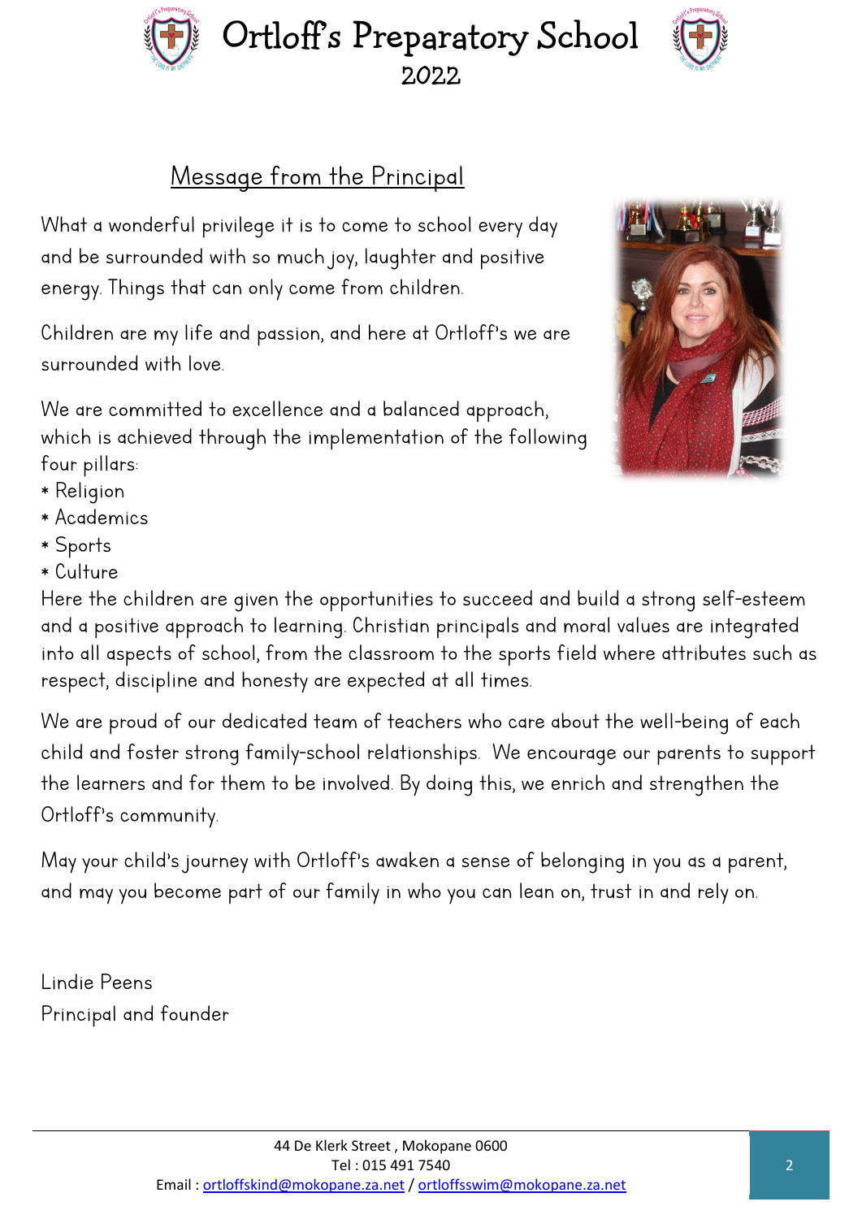## Message from the Principal

What a wonderful privilege it is to come to school every day and be surrounded with so much joy, laughter and positive energy. Things that can only come from children.

Children are my life and passion, and here at Ortloff's we are surrounded with love.

We are committed to excellence and a balanced approach, which is achieved through the implementation of the following four pillars:

* Religion
* Academics
* Sports
* Culture

Here the children are given the opportunities to succeed and build a strong self-esteem and a positive approach to learning. Christian principals and moral values are integrated into all aspects of school, from the classroom to the sports field where attributes such as respect, discipline and honesty are expected at all times.

We are proud of our dedicated team of teachers who care about the well-being of each child and foster strong family-school relationships. We encourage our parents to support the learners and for them to be involved. By doing this, we enrich and strengthen the Ortloff's community.

May your child's journey with Ortloff's awaken a sense of belonging in you as a parent, and may you become part of our family in who you can lean on, trust in and rely on.

Lindie Peens
Principal and founder

44 De Klerk Street , Mokopane 0600
Tel : 015 491 7540
Email : ortloffskind@mokopane.za.net / ortloffsswim@mokopane.za.net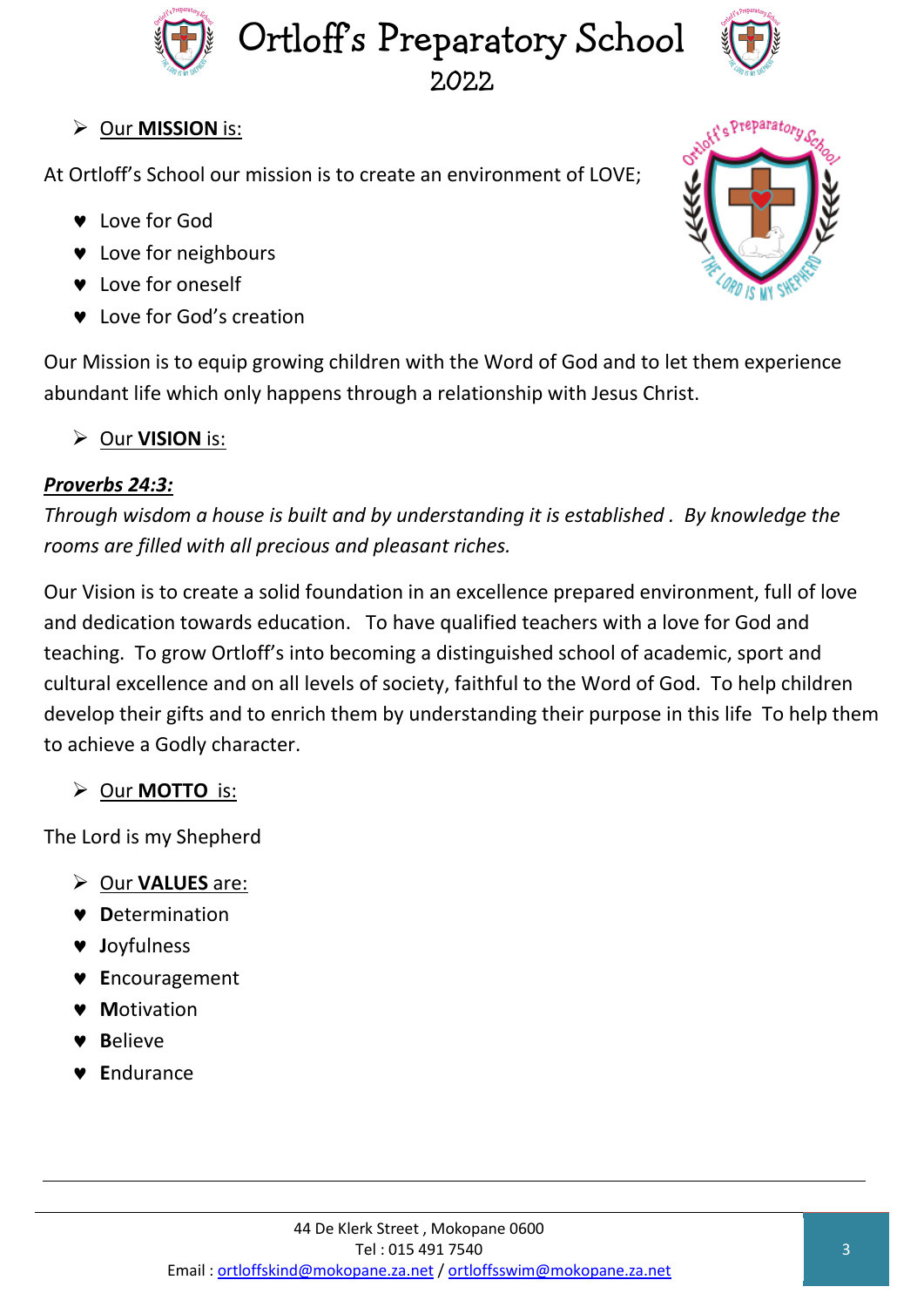- Our **MISSION** is:

At Ortloff's School our mission is to create an environment of LOVE;

- Love for God
- Love for neighbours
- Love for oneself
- Love for God's creation

Our Mission is to equip growing children with the Word of God and to let them experience abundant life which only happens through a relationship with Jesus Christ.

- Our **VISION** is:

***Proverbs 24:3:***

*Through wisdom a house is built and by understanding it is established . By knowledge the rooms are filled with all precious and pleasant riches.*

Our Vision is to create a solid foundation in an excellence prepared environment, full of love and dedication towards education. To have qualified teachers with a love for God and teaching. To grow Ortloff's into becoming a distinguished school of academic, sport and cultural excellence and on all levels of society, faithful to the Word of God. To help children develop their gifts and to enrich them by understanding their purpose in this life To help them to achieve a Godly character.

- Our **MOTTO** is:

The Lord is my Shepherd

- Our **VALUES** are:
- **D**etermination
- **J**oyfulness
- **E**ncouragement
- **M**otivation
- **B**elieve
- **E**ndurance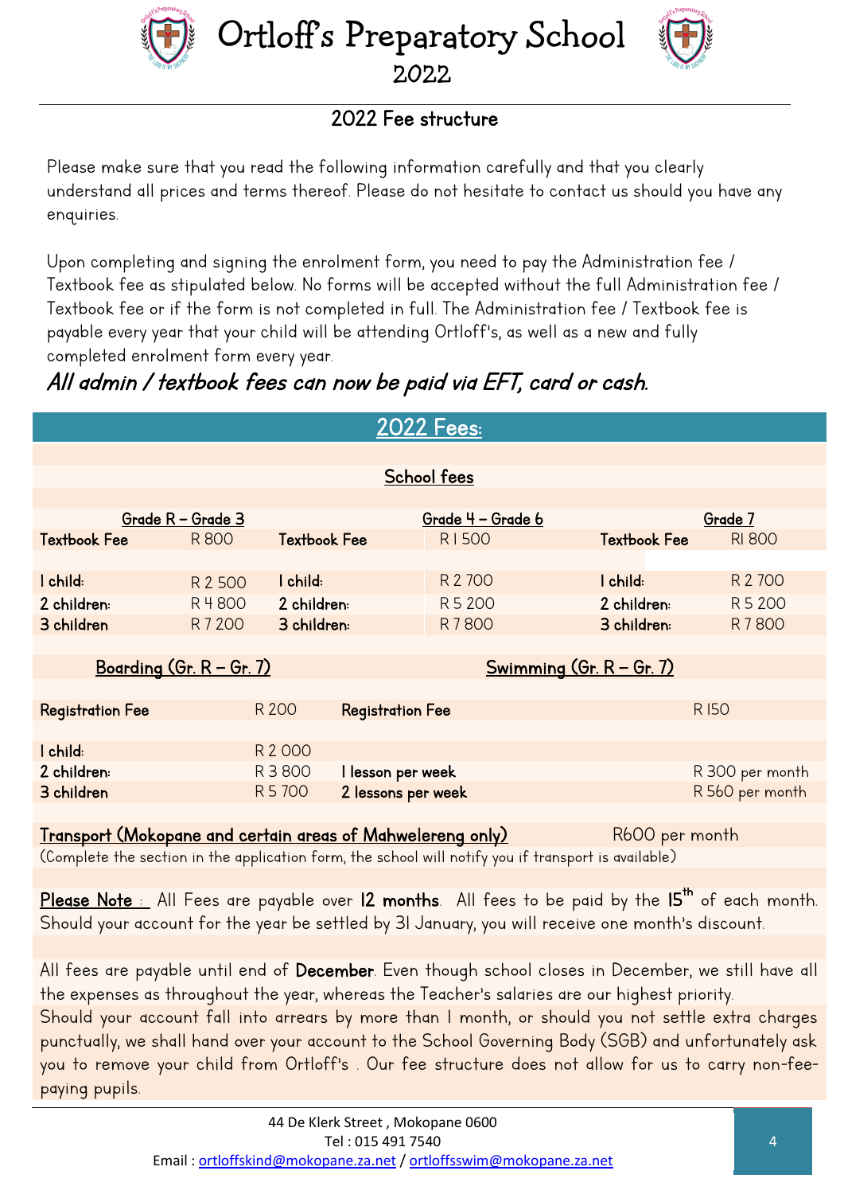# Ortloff's Preparatory School

## 2022

### 2022 Fee structure

Please make sure that you read the following information carefully and that you clearly understand all prices and terms thereof. Please do not hesitate to contact us should you have any enquiries.

Upon completing and signing the enrolment form, you need to pay the Administration fee / Textbook fee as stipulated below. No forms will be accepted without the full Administration fee / Textbook fee or if the form is not completed in full. The Administration fee / Textbook fee is payable every year that your child will be attending Ortloff's, as well as a new and fully completed enrolment form every year.

***All admin / textbook fees can now be paid via EFT, card or cash.***

## 2022 Fees:

### School fees

| Grade R – Grade 3 | | Grade 4 – Grade 6 | | Grade 7 | |
|---|---|---|---|---|---|
| **Textbook Fee** | R 800 | **Textbook Fee** | R 1 500 | **Textbook Fee** | R1 800 |
| **1 child:** | R 2 500 | **1 child:** | R 2 700 | **1 child:** | R 2 700 |
| **2 children:** | R 4 800 | **2 children:** | R 5 200 | **2 children:** | R 5 200 |
| **3 children** | R 7 200 | **3 children:** | R 7 800 | **3 children:** | R 7 800 |

| Boarding (Gr. R – Gr. 7) | | Swimming (Gr. R – Gr. 7) | |
|---|---|---|---|
| **Registration Fee** | R 200 | **Registration Fee** | R 150 |
| **1 child:** | R 2 000 | | |
| **2 children:** | R 3 800 | **1 lesson per week** | R 300 per month |
| **3 children** | R 5 700 | **2 lessons per week** | R 560 per month |

**Transport (Mokopane and certain areas of Mahwelereng only)** R600 per month

(Complete the section in the application form, the school will notify you if transport is available)

**Please Note :** All Fees are payable over **12 months**. All fees to be paid by the **15th** of each month. Should your account for the year be settled by 31 January, you will receive one month's discount.

All fees are payable until end of **December**. Even though school closes in December, we still have all the expenses as throughout the year, whereas the Teacher's salaries are our highest priority.
Should your account fall into arrears by more than 1 month, or should you not settle extra charges punctually, we shall hand over your account to the School Governing Body (SGB) and unfortunately ask you to remove your child from Ortloff's . Our fee structure does not allow for us to carry non-fee-paying pupils.

44 De Klerk Street , Mokopane 0600
Tel : 015 491 7540
Email : ortloffskind@mokopane.za.net / ortloffsswim@mokopane.za.net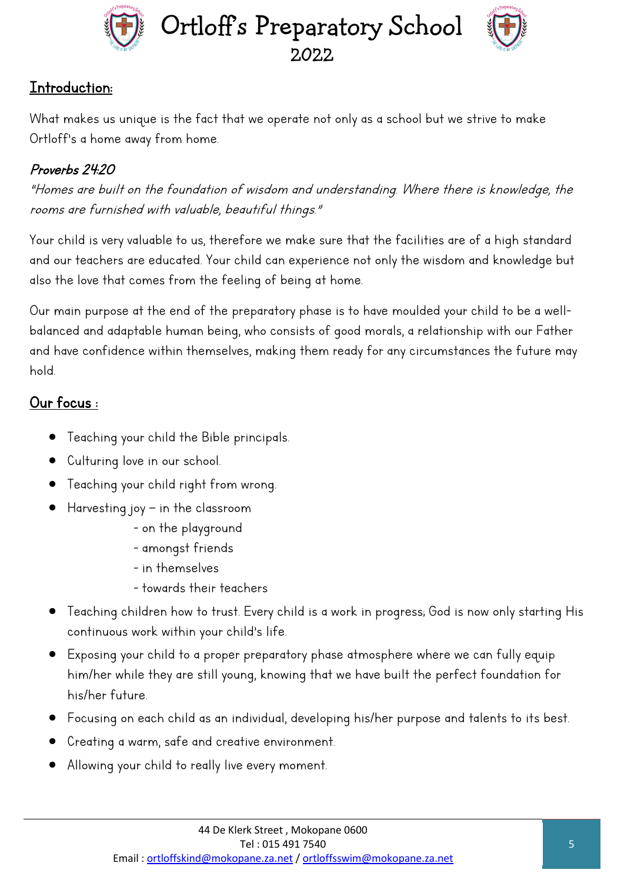## Introduction:

What makes us unique is the fact that we operate not only as a school but we strive to make Ortloff's a home away from home.

***Proverbs 24:20***

*"Homes are built on the foundation of wisdom and understanding. Where there is knowledge, the rooms are furnished with valuable, beautiful things."*

Your child is very valuable to us, therefore we make sure that the facilities are of a high standard and our teachers are educated. Your child can experience not only the wisdom and knowledge but also the love that comes from the feeling of being at home.

Our main purpose at the end of the preparatory phase is to have moulded your child to be a well-balanced and adaptable human being, who consists of good morals, a relationship with our Father and have confidence within themselves, making them ready for any circumstances the future may hold.

## Our focus :

- Teaching your child the Bible principals.
- Culturing love in our school.
- Teaching your child right from wrong.
- Harvesting joy – in the classroom
  - on the playground
  - amongst friends
  - in themselves
  - towards their teachers
- Teaching children how to trust. Every child is a work in progress; God is now only starting His continuous work within your child's life.
- Exposing your child to a proper preparatory phase atmosphere where we can fully equip him/her while they are still young, knowing that we have built the perfect foundation for his/her future.
- Focusing on each child as an individual, developing his/her purpose and talents to its best.
- Creating a warm, safe and creative environment.
- Allowing your child to really live every moment.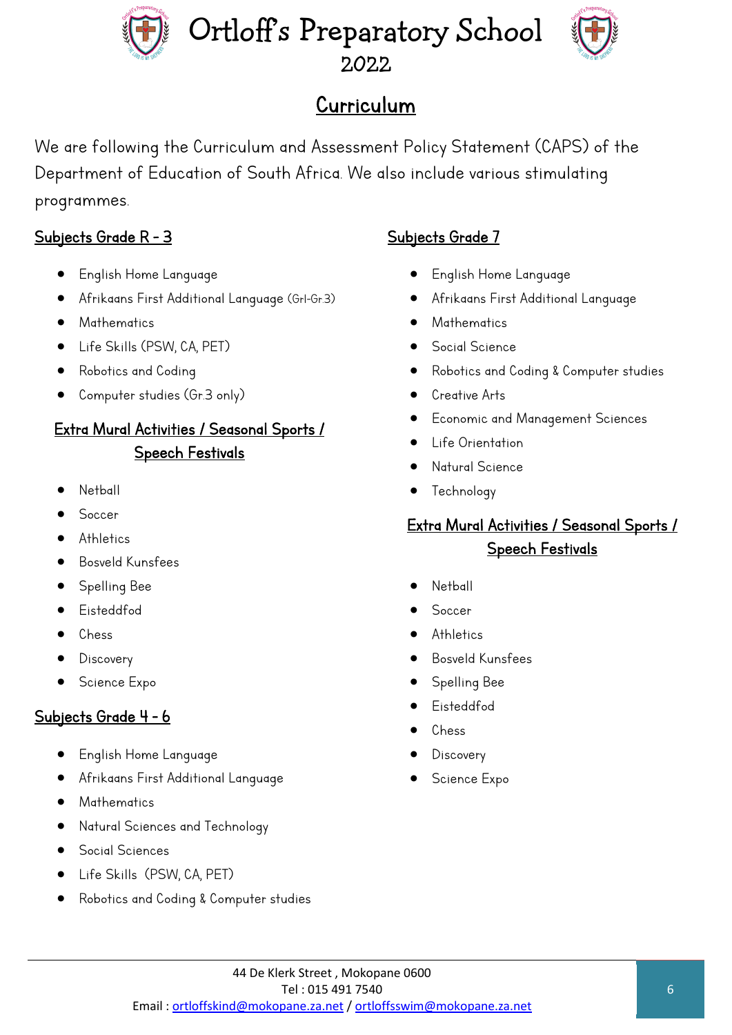# Ortloff's Preparatory School

2022

## Curriculum

We are following the Curriculum and Assessment Policy Statement (CAPS) of the Department of Education of South Africa. We also include various stimulating programmes.

### Subjects Grade R - 3

- English Home Language
- Afrikaans First Additional Language (GrI-Gr.3)
- Mathematics
- Life Skills (PSW, CA, PET)
- Robotics and Coding
- Computer studies (Gr.3 only)

### Extra Mural Activities / Seasonal Sports / Speech Festivals

- Netball
- Soccer
- Athletics
- Bosveld Kunsfees
- Spelling Bee
- Eisteddfod
- Chess
- Discovery
- Science Expo

### Subjects Grade 4 - 6

- English Home Language
- Afrikaans First Additional Language
- Mathematics
- Natural Sciences and Technology
- Social Sciences
- Life Skills (PSW, CA, PET)
- Robotics and Coding & Computer studies

### Subjects Grade 7

- English Home Language
- Afrikaans First Additional Language
- Mathematics
- Social Science
- Robotics and Coding & Computer studies
- Creative Arts
- Economic and Management Sciences
- Life Orientation
- Natural Science
- Technology

### Extra Mural Activities / Seasonal Sports / Speech Festivals

- Netball
- Soccer
- Athletics
- Bosveld Kunsfees
- Spelling Bee
- Eisteddfod
- Chess
- Discovery
- Science Expo

44 De Klerk Street , Mokopane 0600
Tel : 015 491 7540
Email : ortloffskind@mokopane.za.net / ortloffsswim@mokopane.za.net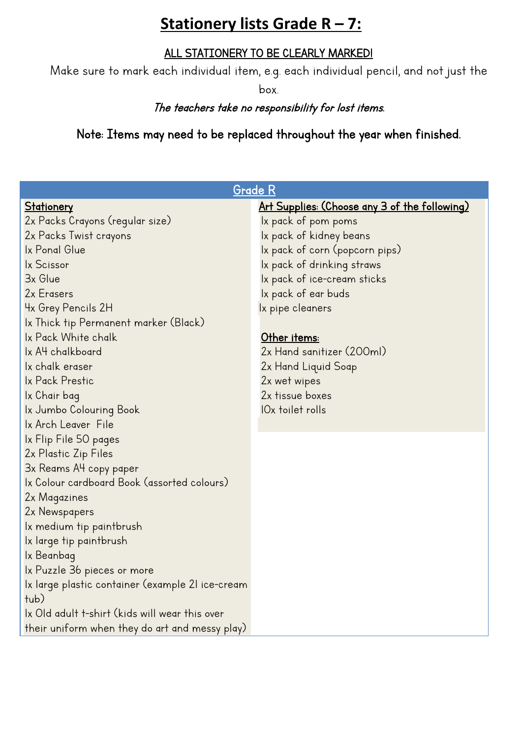# Stationery lists Grade R – 7:

**ALL STATIONERY TO BE CLEARLY MARKED!**

Make sure to mark each individual item, e.g. each individual pencil, and not just the box.

***The teachers take no responsibility for lost items.***

**Note: Items may need to be replaced throughout the year when finished.**

## Grade R

### Stationery

- 2x Packs Crayons (regular size)
- 2x Packs Twist crayons
- 1x Ponal Glue
- 1x Scissor
- 3x Glue
- 2x Erasers
- 4x Grey Pencils 2H
- 1x Thick tip Permanent marker (Black)
- 1x Pack White chalk
- 1x A4 chalkboard
- 1x chalk eraser
- 1x Pack Prestic
- 1x Chair bag
- 1x Jumbo Colouring Book
- 1x Arch Leaver File
- 1x Flip File 50 pages
- 2x Plastic Zip Files
- 3x Reams A4 copy paper
- 1x Colour cardboard Book (assorted colours)
- 2x Magazines
- 2x Newspapers
- 1x medium tip paintbrush
- 1x large tip paintbrush
- 1x Beanbag
- 1x Puzzle 36 pieces or more
- 1x large plastic container (example 2l ice-cream tub)
- 1x Old adult t-shirt (kids will wear this over their uniform when they do art and messy play)

### Art Supplies: (Choose any 3 of the following)

- 1x pack of pom poms
- 1x pack of kidney beans
- 1x pack of corn (popcorn pips)
- 1x pack of drinking straws
- 1x pack of ice-cream sticks
- 1x pack of ear buds
- 1x pipe cleaners

### Other items:

- 2x Hand sanitizer (200ml)
- 2x Hand Liquid Soap
- 2x wet wipes
- 2x tissue boxes
- 10x toilet rolls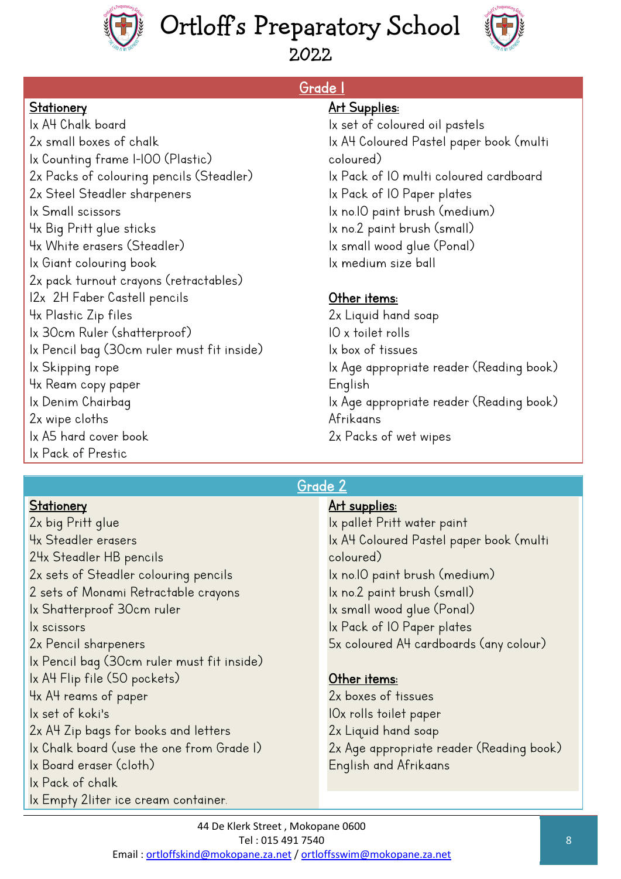# Ortloff's Preparatory School

## 2022

## Grade 1

### Stationery

1x A4 Chalk board
2x small boxes of chalk
1x Counting frame 1-100 (Plastic)
2x Packs of colouring pencils (Steadler)
2x Steel Steadler sharpeners
1x Small scissors
4x Big Pritt glue sticks
4x White erasers (Steadler)
1x Giant colouring book
2x pack turnout crayons (retractables)
12x 2H Faber Castell pencils
4x Plastic Zip files
1x 30cm Ruler (shatterproof)
1x Pencil bag (30cm ruler must fit inside)
1x Skipping rope
4x Ream copy paper
1x Denim Chairbag
2x wipe cloths
1x A5 hard cover book
1x Pack of Prestic

### Art Supplies:

1x set of coloured oil pastels
1x A4 Coloured Pastel paper book (multi coloured)
1x Pack of 10 multi coloured cardboard
1x Pack of 10 Paper plates
1x no.10 paint brush (medium)
1x no.2 paint brush (small)
1x small wood glue (Ponal)
1x medium size ball

### Other items:

2x Liquid hand soap
10 x toilet rolls
1x box of tissues
1x Age appropriate reader (Reading book) English
1x Age appropriate reader (Reading book) Afrikaans
2x Packs of wet wipes

## Grade 2

### Stationery

2x big Pritt glue
4x Steadler erasers
24x Steadler HB pencils
2x sets of Steadler colouring pencils
2 sets of Monami Retractable crayons
1x Shatterproof 30cm ruler
1x scissors
2x Pencil sharpeners
1x Pencil bag (30cm ruler must fit inside)
1x A4 Flip file (50 pockets)
4x A4 reams of paper
1x set of koki's
2x A4 Zip bags for books and letters
1x Chalk board (use the one from Grade 1)
1x Board eraser (cloth)
1x Pack of chalk
1x Empty 2liter ice cream container.

### Art supplies:

1x pallet Pritt water paint
1x A4 Coloured Pastel paper book (multi coloured)
1x no.10 paint brush (medium)
1x no.2 paint brush (small)
1x small wood glue (Ponal)
1x Pack of 10 Paper plates
5x coloured A4 cardboards (any colour)

### Other items:

2x boxes of tissues
10x rolls toilet paper
2x Liquid hand soap
2x Age appropriate reader (Reading book) English and Afrikaans

44 De Klerk Street , Mokopane 0600
Tel : 015 491 7540
Email : ortloffskind@mokopane.za.net / ortloffsswim@mokopane.za.net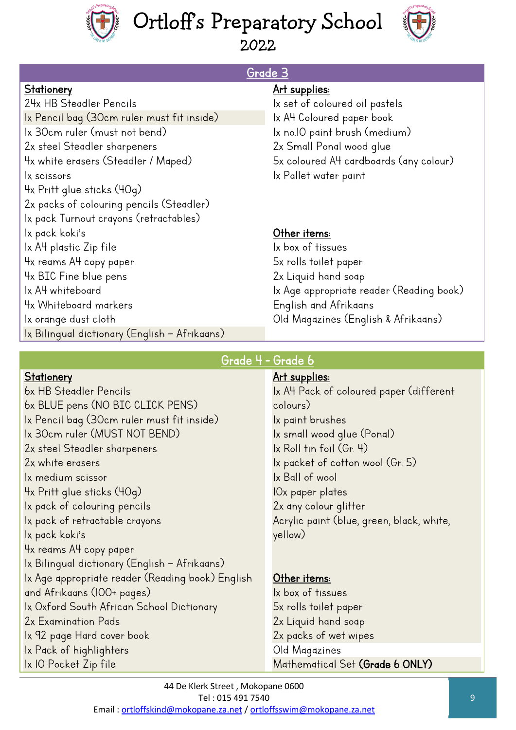# Ortloff's Preparatory School

## 2022

## Grade 3

### Stationery

24x HB Steadler Pencils
1x Pencil bag (30cm ruler must fit inside)
1x 30cm ruler (must not bend)
2x steel Steadler sharpeners
4x white erasers (Steadler / Maped)
1x scissors
4x Pritt glue sticks (40g)
2x packs of colouring pencils (Steadler)
1x pack Turnout crayons (retractables)
1x pack koki's
1x A4 plastic Zip file
4x reams A4 copy paper
4x BIC Fine blue pens
1x A4 whiteboard
4x Whiteboard markers
1x orange dust cloth
1x Bilingual dictionary (English – Afrikaans)

### Art supplies:

1x set of coloured oil pastels
1x A4 Coloured paper book
1x no.10 paint brush (medium)
2x Small Ponal wood glue
5x coloured A4 cardboards (any colour)
1x Pallet water paint

### Other items:

1x box of tissues
5x rolls toilet paper
2x Liquid hand soap
1x Age appropriate reader (Reading book) English and Afrikaans
Old Magazines (English & Afrikaans)

## Grade 4 - Grade 6

### Stationery

6x HB Steadler Pencils
6x BLUE pens (NO BIC CLICK PENS)
1x Pencil bag (30cm ruler must fit inside)
1x 30cm ruler (MUST NOT BEND)
2x steel Steadler sharpeners
2x white erasers
1x medium scissor
4x Pritt glue sticks (40g)
1x pack of colouring pencils
1x pack of retractable crayons
1x pack koki's
4x reams A4 copy paper
1x Bilingual dictionary (English – Afrikaans)
1x Age appropriate reader (Reading book) English and Afrikaans (100+ pages)
1x Oxford South African School Dictionary
2x Examination Pads
1x 92 page Hard cover book
1x Pack of highlighters
1x 10 Pocket Zip file

### Art supplies:

1x A4 Pack of coloured paper (different colours)
1x paint brushes
1x small wood glue (Ponal)
1x Roll tin foil (Gr. 4)
1x packet of cotton wool (Gr. 5)
1x Ball of wool
10x paper plates
2x any colour glitter
Acrylic paint (blue, green, black, white, yellow)

### Other items:

1x box of tissues
5x rolls toilet paper
2x Liquid hand soap
2x packs of wet wipes
Old Magazines
Mathematical Set **(Grade 6 ONLY)**

44 De Klerk Street , Mokopane 0600
Tel : 015 491 7540
Email : ortloffskind@mokopane.za.net / ortloffsswim@mokopane.za.net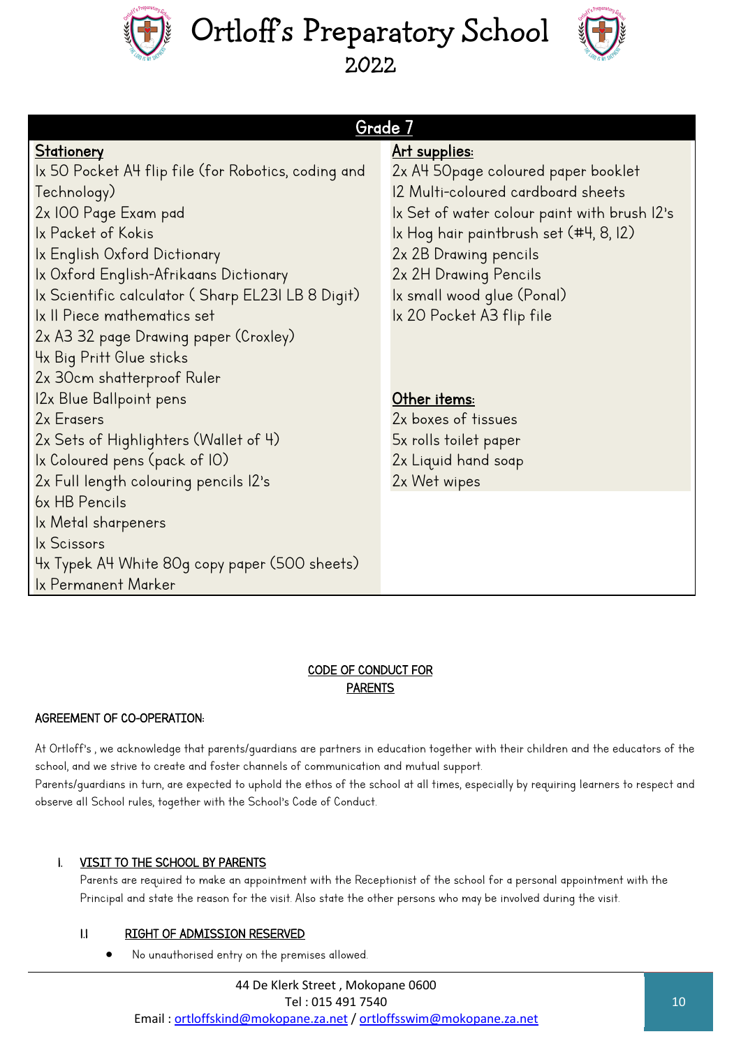# Ortloff's Preparatory School
## 2022

## Grade 7

**Stationery**

1x 50 Pocket A4 flip file (for Robotics, coding and Technology)
2x 100 Page Exam pad
1x Packet of Kokis
1x English Oxford Dictionary
1x Oxford English-Afrikaans Dictionary
1x Scientific calculator ( Sharp EL231 LB 8 Digit)
1x 11 Piece mathematics set
2x A3 32 page Drawing paper (Croxley)
4x Big Pritt Glue sticks
2x 30cm shatterproof Ruler
12x Blue Ballpoint pens
2x Erasers
2x Sets of Highlighters (Wallet of 4)
1x Coloured pens (pack of 10)
2x Full length colouring pencils 12's
6x HB Pencils
1x Metal sharpeners
1x Scissors
4x Typek A4 White 80g copy paper (500 sheets)
1x Permanent Marker

**Art supplies:**

2x A4 50page coloured paper booklet
12 Multi-coloured cardboard sheets
1x Set of water colour paint with brush 12's
1x Hog hair paintbrush set (#4, 8, 12)
2x 2B Drawing pencils
2x 2H Drawing Pencils
1x small wood glue (Ponal)
1x 20 Pocket A3 flip file

**Other items:**

2x boxes of tissues
5x rolls toilet paper
2x Liquid hand soap
2x Wet wipes

## CODE OF CONDUCT FOR PARENTS

**AGREEMENT OF CO-OPERATION:**

At Ortloff's , we acknowledge that parents/guardians are partners in education together with their children and the educators of the school, and we strive to create and foster channels of communication and mutual support.
Parents/guardians in turn, are expected to uphold the ethos of the school at all times, especially by requiring learners to respect and observe all School rules, together with the School's Code of Conduct.

### 1. VISIT TO THE SCHOOL BY PARENTS

Parents are required to make an appointment with the Receptionist of the school for a personal appointment with the Principal and state the reason for the visit. Also state the other persons who may be involved during the visit.

#### 1.1 RIGHT OF ADMISSION RESERVED

- No unauthorised entry on the premises allowed.

44 De Klerk Street , Mokopane 0600
Tel : 015 491 7540
Email : ortloffskind@mokopane.za.net / ortloffsswim@mokopane.za.net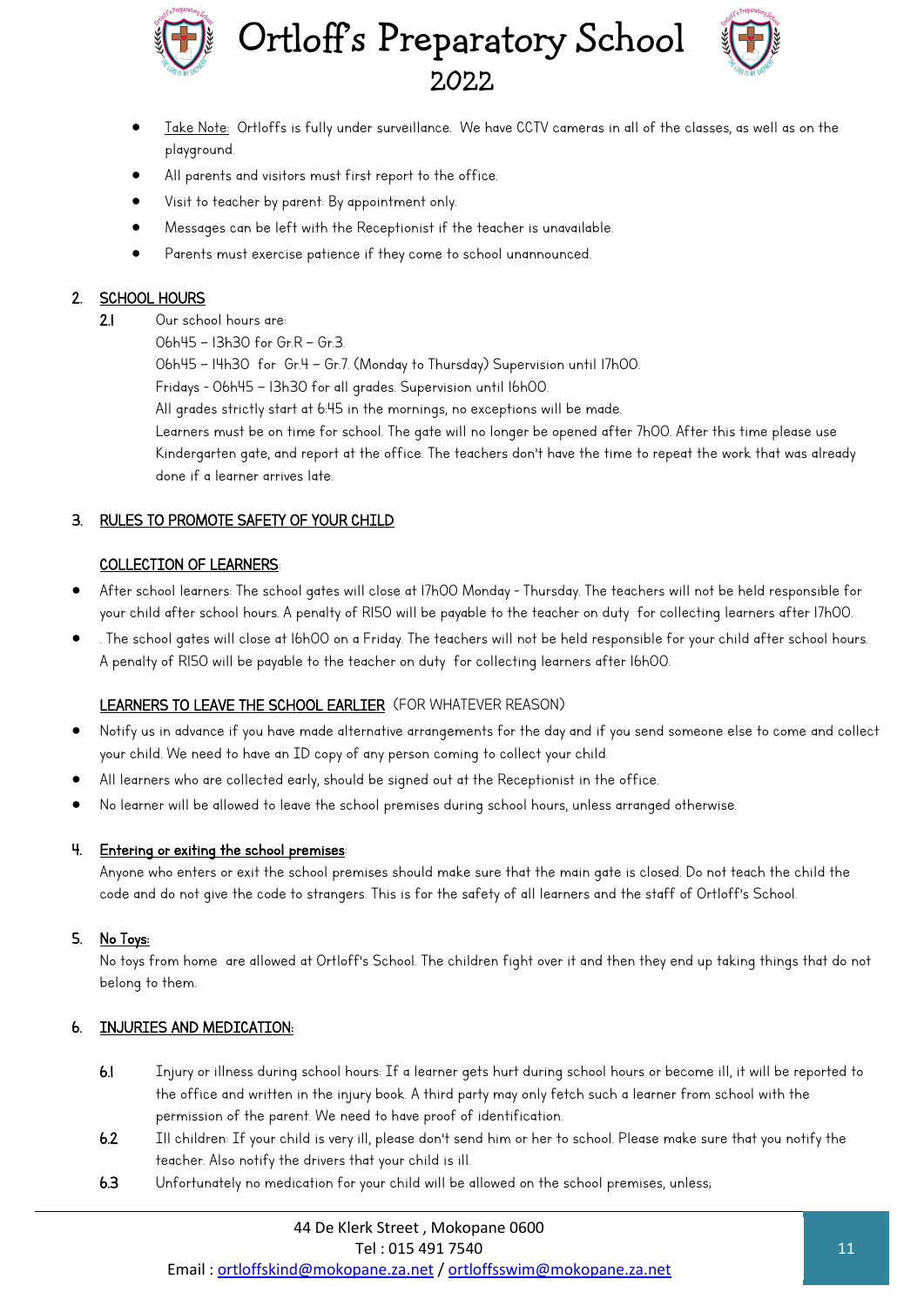- Take Note: Ortloffs is fully under surveillance. We have CCTV cameras in all of the classes, as well as on the playground.
- All parents and visitors must first report to the office.
- Visit to teacher by parent: By appointment only.
- Messages can be left with the Receptionist if the teacher is unavailable.
- Parents must exercise patience if they come to school unannounced.

## 2. SCHOOL HOURS

**2.1** Our school hours are:
06h45 – 13h30 for Gr.R – Gr.3.
06h45 – 14h30 for Gr.4 – Gr.7. (Monday to Thursday) Supervision until 17h00.
Fridays - 06h45 – 13h30 for all grades. Supervision until 16h00.
All grades strictly start at 6:45 in the mornings, no exceptions will be made.
Learners must be on time for school. The gate will no longer be opened after 7h00. After this time please use Kindergarten gate, and report at the office. The teachers don't have the time to repeat the work that was already done if a learner arrives late.

## 3. RULES TO PROMOTE SAFETY OF YOUR CHILD

### COLLECTION OF LEARNERS:

- After school learners: The school gates will close at 17h00 Monday - Thursday. The teachers will not be held responsible for your child after school hours. A penalty of R150 will be payable to the teacher on duty for collecting learners after 17h00.
- . The school gates will close at 16h00 on a Friday. The teachers will not be held responsible for your child after school hours. A penalty of R150 will be payable to the teacher on duty for collecting learners after 16h00.

### LEARNERS TO LEAVE THE SCHOOL EARLIER (FOR WHATEVER REASON)

- Notify us in advance if you have made alternative arrangements for the day and if you send someone else to come and collect your child. We need to have an ID copy of any person coming to collect your child.
- All learners who are collected early, should be signed out at the Receptionist in the office.
- No learner will be allowed to leave the school premises during school hours, unless arranged otherwise.

## 4. Entering or exiting the school premises:

Anyone who enters or exit the school premises should make sure that the main gate is closed. Do not teach the child the code and do not give the code to strangers. This is for the safety of all learners and the staff of Ortloff's School.

## 5. No Toys:

No toys from home are allowed at Ortloff's School. The children fight over it and then they end up taking things that do not belong to them.

## 6. INJURIES AND MEDICATION:

**6.1** Injury or illness during school hours: If a learner gets hurt during school hours or become ill, it will be reported to the office and written in the injury book. A third party may only fetch such a learner from school with the permission of the parent. We need to have proof of identification.

**6.2** Ill children: If your child is very ill, please don't send him or her to school. Please make sure that you notify the teacher. Also notify the drivers that your child is ill.

**6.3** Unfortunately no medication for your child will be allowed on the school premises, unless;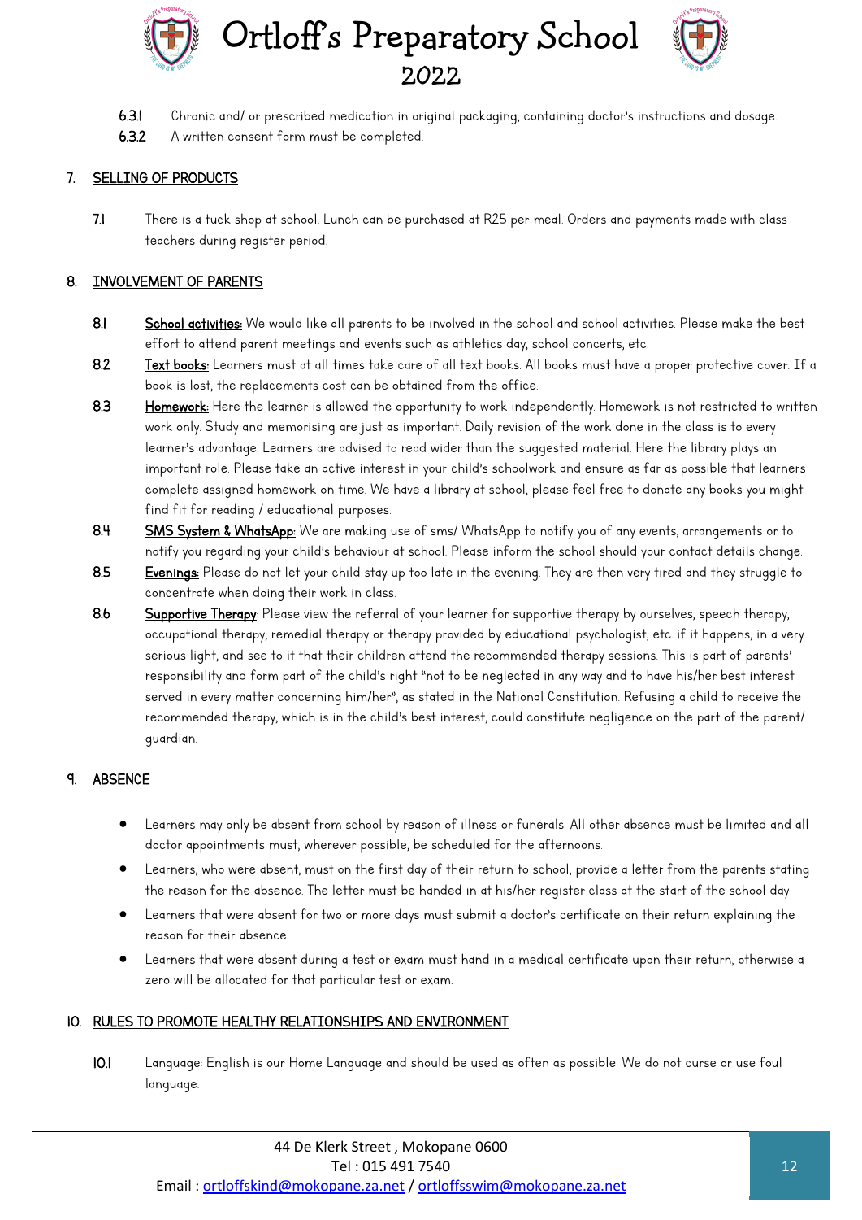6.3.1 Chronic and/ or prescribed medication in original packaging, containing doctor's instructions and dosage.

6.3.2 A written consent form must be completed.

## 7. SELLING OF PRODUCTS

7.1 There is a tuck shop at school. Lunch can be purchased at R25 per meal. Orders and payments made with class teachers during register period.

## 8. INVOLVEMENT OF PARENTS

8.1 **School activities:** We would like all parents to be involved in the school and school activities. Please make the best effort to attend parent meetings and events such as athletics day, school concerts, etc.

8.2 **Text books:** Learners must at all times take care of all text books. All books must have a proper protective cover. If a book is lost, the replacements cost can be obtained from the office.

8.3 **Homework:** Here the learner is allowed the opportunity to work independently. Homework is not restricted to written work only. Study and memorising are just as important. Daily revision of the work done in the class is to every learner's advantage. Learners are advised to read wider than the suggested material. Here the library plays an important role. Please take an active interest in your child's schoolwork and ensure as far as possible that learners complete assigned homework on time. We have a library at school, please feel free to donate any books you might find fit for reading / educational purposes.

8.4 **SMS System & WhatsApp:** We are making use of sms/ WhatsApp to notify you of any events, arrangements or to notify you regarding your child's behaviour at school. Please inform the school should your contact details change.

8.5 **Evenings:** Please do not let your child stay up too late in the evening. They are then very tired and they struggle to concentrate when doing their work in class.

8.6 **Supportive Therapy**: Please view the referral of your learner for supportive therapy by ourselves, speech therapy, occupational therapy, remedial therapy or therapy provided by educational psychologist, etc. if it happens, in a very serious light, and see to it that their children attend the recommended therapy sessions. This is part of parents' responsibility and form part of the child's right "not to be neglected in any way and to have his/her best interest served in every matter concerning him/her", as stated in the National Constitution. Refusing a child to receive the recommended therapy, which is in the child's best interest, could constitute negligence on the part of the parent/ guardian.

## 9. ABSENCE

- Learners may only be absent from school by reason of illness or funerals. All other absence must be limited and all doctor appointments must, wherever possible, be scheduled for the afternoons.
- Learners, who were absent, must on the first day of their return to school, provide a letter from the parents stating the reason for the absence. The letter must be handed in at his/her register class at the start of the school day
- Learners that were absent for two or more days must submit a doctor's certificate on their return explaining the reason for their absence.
- Learners that were absent during a test or exam must hand in a medical certificate upon their return, otherwise a zero will be allocated for that particular test or exam.

## 10. RULES TO PROMOTE HEALTHY RELATIONSHIPS AND ENVIRONMENT

10.1 Language: English is our Home Language and should be used as often as possible. We do not curse or use foul language.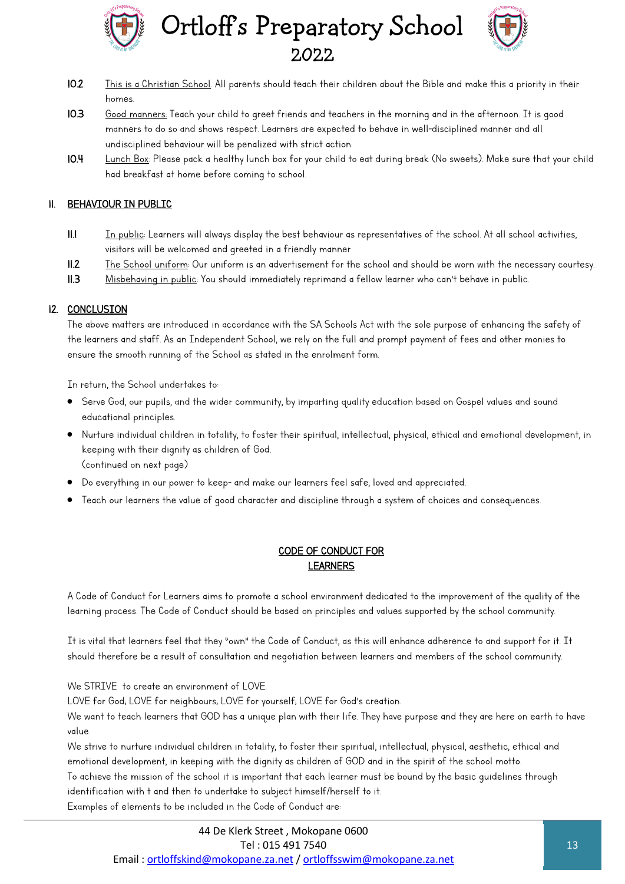10.2 This is a Christian School. All parents should teach their children about the Bible and make this a priority in their homes.

10.3 Good manners: Teach your child to greet friends and teachers in the morning and in the afternoon. It is good manners to do so and shows respect. Learners are expected to behave in well-disciplined manner and all undisciplined behaviour will be penalized with strict action.

10.4 Lunch Box: Please pack a healthy lunch box for your child to eat during break (No sweets). Make sure that your child had breakfast at home before coming to school.

## 11. BEHAVIOUR IN PUBLIC

11.1 In public: Learners will always display the best behaviour as representatives of the school. At all school activities, visitors will be welcomed and greeted in a friendly manner

11.2 The School uniform: Our uniform is an advertisement for the school and should be worn with the necessary courtesy.

11.3 Misbehaving in public: You should immediately reprimand a fellow learner who can't behave in public.

## 12. CONCLUSION

The above matters are introduced in accordance with the SA Schools Act with the sole purpose of enhancing the safety of the learners and staff. As an Independent School, we rely on the full and prompt payment of fees and other monies to ensure the smooth running of the School as stated in the enrolment form.

In return, the School undertakes to:

- Serve God, our pupils, and the wider community, by imparting quality education based on Gospel values and sound educational principles.
- Nurture individual children in totality, to foster their spiritual, intellectual, physical, ethical and emotional development, in keeping with their dignity as children of God.
  (continued on next page)
- Do everything in our power to keep- and make our learners feel safe, loved and appreciated.
- Teach our learners the value of good character and discipline through a system of choices and consequences.

## CODE OF CONDUCT FOR LEARNERS

A Code of Conduct for Learners aims to promote a school environment dedicated to the improvement of the quality of the learning process. The Code of Conduct should be based on principles and values supported by the school community.

It is vital that learners feel that they "own" the Code of Conduct, as this will enhance adherence to and support for it. It should therefore be a result of consultation and negotiation between learners and members of the school community.

We STRIVE to create an environment of LOVE.
LOVE for God; LOVE for neighbours; LOVE for yourself; LOVE for God's creation.
We want to teach learners that GOD has a unique plan with their life. They have purpose and they are here on earth to have value.
We strive to nurture individual children in totality, to foster their spiritual, intellectual, physical, aesthetic, ethical and emotional development, in keeping with the dignity as children of GOD and in the spirit of the school motto.
To achieve the mission of the school it is important that each learner must be bound by the basic guidelines through identification with t and then to undertake to subject himself/herself to it.
Examples of elements to be included in the Code of Conduct are: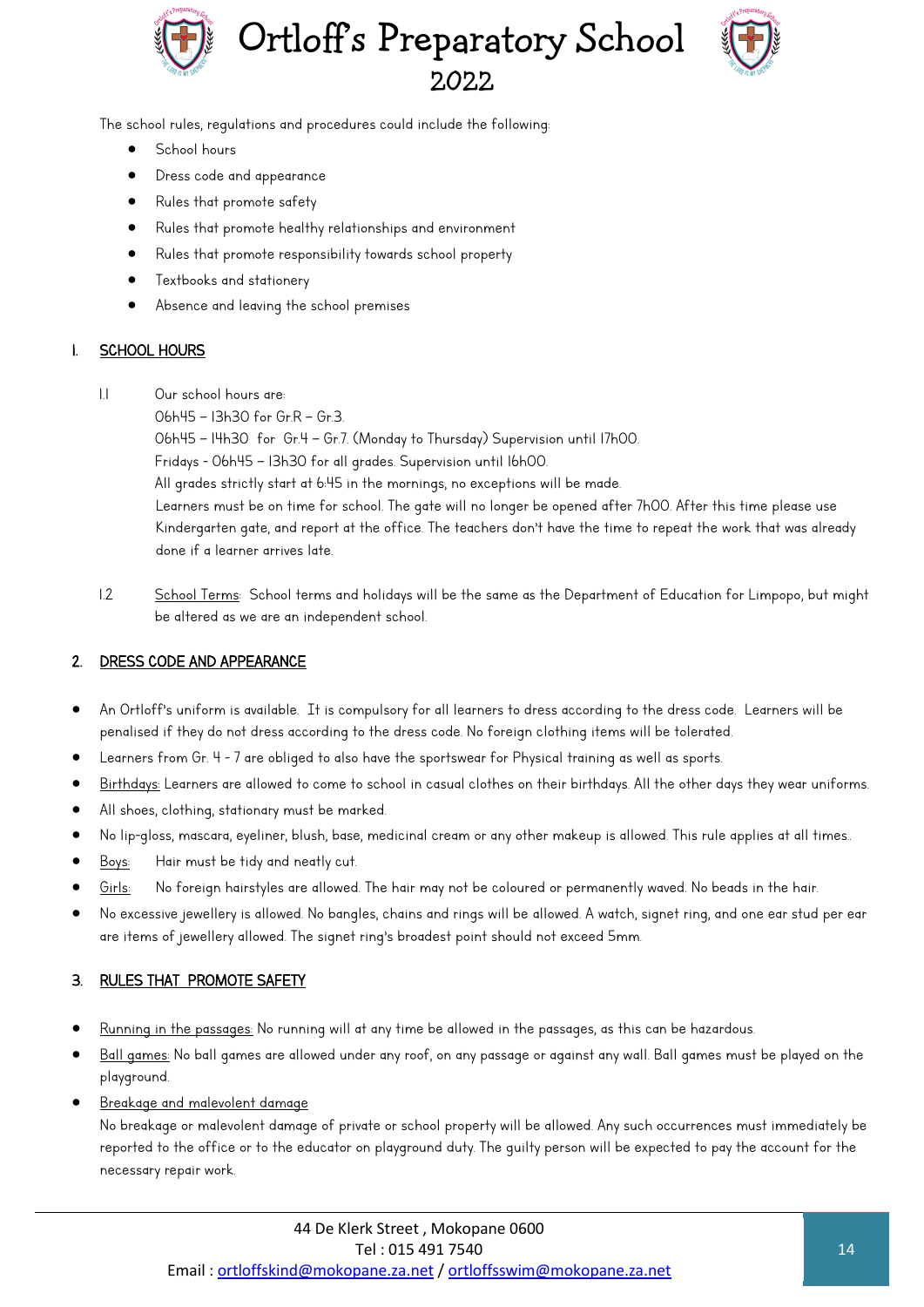The school rules, regulations and procedures could include the following:

- School hours
- Dress code and appearance
- Rules that promote safety
- Rules that promote healthy relationships and environment
- Rules that promote responsibility towards school property
- Textbooks and stationery
- Absence and leaving the school premises

## 1. SCHOOL HOURS

1.1 Our school hours are:
06h45 – 13h30 for Gr.R – Gr.3.
06h45 – 14h30 for Gr.4 – Gr.7. (Monday to Thursday) Supervision until 17h00.
Fridays - 06h45 – 13h30 for all grades. Supervision until 16h00.
All grades strictly start at 6:45 in the mornings, no exceptions will be made.
Learners must be on time for school. The gate will no longer be opened after 7h00. After this time please use Kindergarten gate, and report at the office. The teachers don't have the time to repeat the work that was already done if a learner arrives late.

1.2 School Terms: School terms and holidays will be the same as the Department of Education for Limpopo, but might be altered as we are an independent school.

## 2. DRESS CODE AND APPEARANCE

- An Ortloff's uniform is available. It is compulsory for all learners to dress according to the dress code. Learners will be penalised if they do not dress according to the dress code. No foreign clothing items will be tolerated.
- Learners from Gr. 4 - 7 are obliged to also have the sportswear for Physical training as well as sports.
- Birthdays: Learners are allowed to come to school in casual clothes on their birthdays. All the other days they wear uniforms.
- All shoes, clothing, stationary must be marked.
- No lip-gloss, mascara, eyeliner, blush, base, medicinal cream or any other makeup is allowed. This rule applies at all times..
- Boys: Hair must be tidy and neatly cut.
- Girls: No foreign hairstyles are allowed. The hair may not be coloured or permanently waved. No beads in the hair.
- No excessive jewellery is allowed. No bangles, chains and rings will be allowed. A watch, signet ring, and one ear stud per ear are items of jewellery allowed. The signet ring's broadest point should not exceed 5mm.

## 3. RULES THAT PROMOTE SAFETY

- Running in the passages: No running will at any time be allowed in the passages, as this can be hazardous.
- Ball games: No ball games are allowed under any roof, on any passage or against any wall. Ball games must be played on the playground.
- Breakage and malevolent damage
  No breakage or malevolent damage of private or school property will be allowed. Any such occurrences must immediately be reported to the office or to the educator on playground duty. The guilty person will be expected to pay the account for the necessary repair work.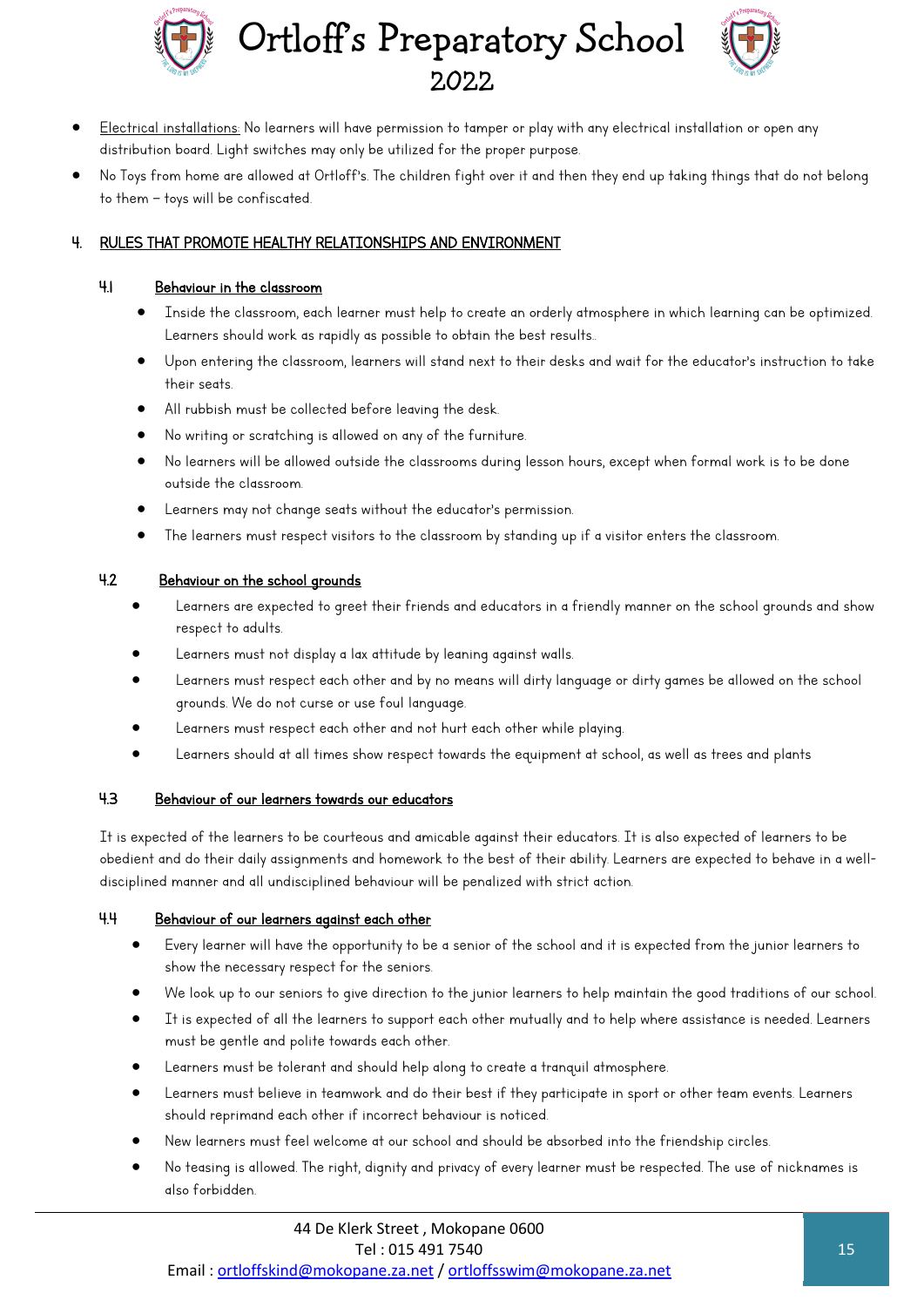- Electrical installations: No learners will have permission to tamper or play with any electrical installation or open any distribution board. Light switches may only be utilized for the proper purpose.
- No Toys from home are allowed at Ortloff's. The children fight over it and then they end up taking things that do not belong to them – toys will be confiscated.

## 4. RULES THAT PROMOTE HEALTHY RELATIONSHIPS AND ENVIRONMENT

### 4.1 Behaviour in the classroom

- Inside the classroom, each learner must help to create an orderly atmosphere in which learning can be optimized. Learners should work as rapidly as possible to obtain the best results..
- Upon entering the classroom, learners will stand next to their desks and wait for the educator's instruction to take their seats.
- All rubbish must be collected before leaving the desk.
- No writing or scratching is allowed on any of the furniture.
- No learners will be allowed outside the classrooms during lesson hours, except when formal work is to be done outside the classroom.
- Learners may not change seats without the educator's permission.
- The learners must respect visitors to the classroom by standing up if a visitor enters the classroom.

### 4.2 Behaviour on the school grounds

- Learners are expected to greet their friends and educators in a friendly manner on the school grounds and show respect to adults.
- Learners must not display a lax attitude by leaning against walls.
- Learners must respect each other and by no means will dirty language or dirty games be allowed on the school grounds. We do not curse or use foul language.
- Learners must respect each other and not hurt each other while playing.
- Learners should at all times show respect towards the equipment at school, as well as trees and plants

### 4.3 Behaviour of our learners towards our educators

It is expected of the learners to be courteous and amicable against their educators. It is also expected of learners to be obedient and do their daily assignments and homework to the best of their ability. Learners are expected to behave in a well-disciplined manner and all undisciplined behaviour will be penalized with strict action.

### 4.4 Behaviour of our learners against each other

- Every learner will have the opportunity to be a senior of the school and it is expected from the junior learners to show the necessary respect for the seniors.
- We look up to our seniors to give direction to the junior learners to help maintain the good traditions of our school.
- It is expected of all the learners to support each other mutually and to help where assistance is needed. Learners must be gentle and polite towards each other.
- Learners must be tolerant and should help along to create a tranquil atmosphere.
- Learners must believe in teamwork and do their best if they participate in sport or other team events. Learners should reprimand each other if incorrect behaviour is noticed.
- New learners must feel welcome at our school and should be absorbed into the friendship circles.
- No teasing is allowed. The right, dignity and privacy of every learner must be respected. The use of nicknames is also forbidden.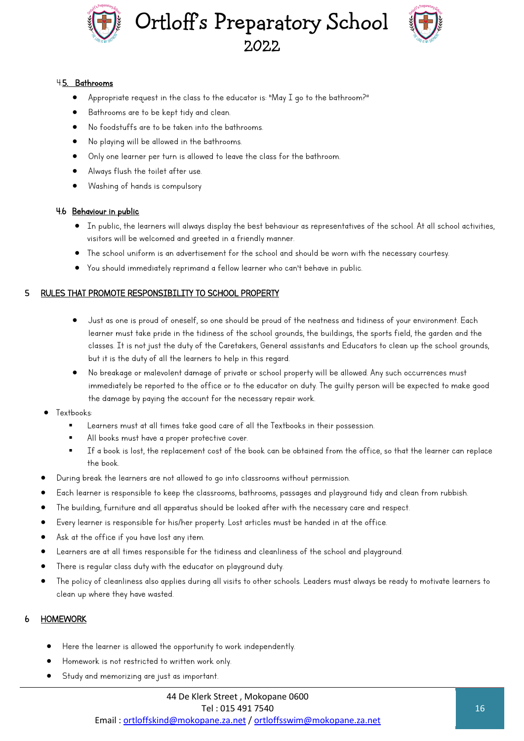#### 4.5. Bathrooms

- Appropriate request in the class to the educator is: "May I go to the bathroom?"
- Bathrooms are to be kept tidy and clean.
- No foodstuffs are to be taken into the bathrooms.
- No playing will be allowed in the bathrooms.
- Only one learner per turn is allowed to leave the class for the bathroom.
- Always flush the toilet after use.
- Washing of hands is compulsory

#### 4.6 Behaviour in public

- In public, the learners will always display the best behaviour as representatives of the school. At all school activities, visitors will be welcomed and greeted in a friendly manner.
- The school uniform is an advertisement for the school and should be worn with the necessary courtesy.
- You should immediately reprimand a fellow learner who can't behave in public.

## 5 RULES THAT PROMOTE RESPONSIBILITY TO SCHOOL PROPERTY

- Just as one is proud of oneself, so one should be proud of the neatness and tidiness of your environment. Each learner must take pride in the tidiness of the school grounds, the buildings, the sports field, the garden and the classes. It is not just the duty of the Caretakers, General assistants and Educators to clean up the school grounds, but it is the duty of all the learners to help in this regard.
- No breakage or malevolent damage of private or school property will be allowed. Any such occurrences must immediately be reported to the office or to the educator on duty. The guilty person will be expected to make good the damage by paying the account for the necessary repair work.

- Textbooks:
  - Learners must at all times take good care of all the Textbooks in their possession.
  - All books must have a proper protective cover.
  - If a book is lost, the replacement cost of the book can be obtained from the office, so that the learner can replace the book.
- During break the learners are not allowed to go into classrooms without permission.
- Each learner is responsible to keep the classrooms, bathrooms, passages and playground tidy and clean from rubbish.
- The building, furniture and all apparatus should be looked after with the necessary care and respect.
- Every learner is responsible for his/her property. Lost articles must be handed in at the office.
- Ask at the office if you have lost any item.
- Learners are at all times responsible for the tidiness and cleanliness of the school and playground.
- There is regular class duty with the educator on playground duty.
- The policy of cleanliness also applies during all visits to other schools. Leaders must always be ready to motivate learners to clean up where they have wasted.

## 6 HOMEWORK

- Here the learner is allowed the opportunity to work independently.
- Homework is not restricted to written work only.
- Study and memorizing are just as important.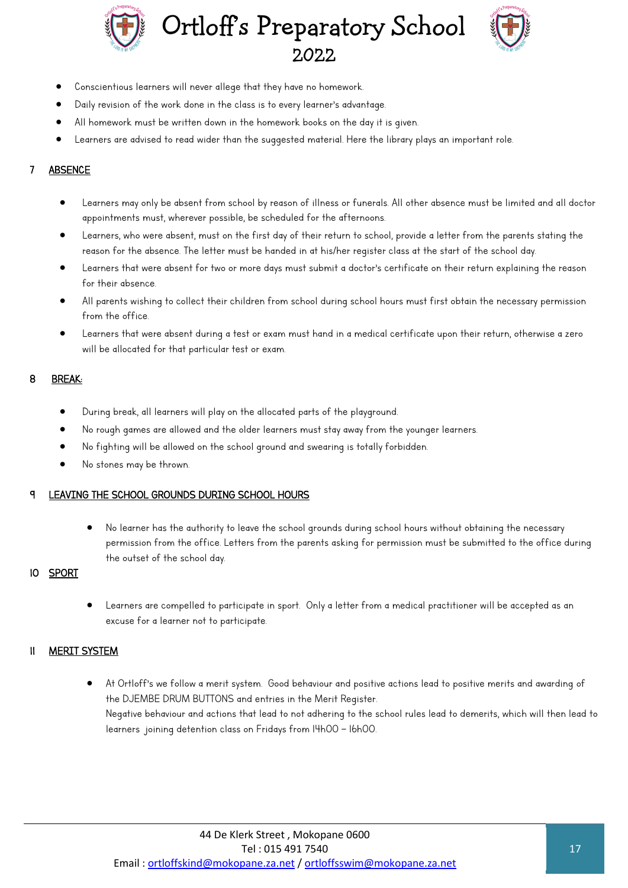- Conscientious learners will never allege that they have no homework.
- Daily revision of the work done in the class is to every learner's advantage.
- All homework must be written down in the homework books on the day it is given.
- Learners are advised to read wider than the suggested material. Here the library plays an important role.

## 7 ABSENCE

- Learners may only be absent from school by reason of illness or funerals. All other absence must be limited and all doctor appointments must, wherever possible, be scheduled for the afternoons.
- Learners, who were absent, must on the first day of their return to school, provide a letter from the parents stating the reason for the absence. The letter must be handed in at his/her register class at the start of the school day.
- Learners that were absent for two or more days must submit a doctor's certificate on their return explaining the reason for their absence.
- All parents wishing to collect their children from school during school hours must first obtain the necessary permission from the office.
- Learners that were absent during a test or exam must hand in a medical certificate upon their return, otherwise a zero will be allocated for that particular test or exam.

## 8 BREAK:

- During break, all learners will play on the allocated parts of the playground.
- No rough games are allowed and the older learners must stay away from the younger learners.
- No fighting will be allowed on the school ground and swearing is totally forbidden.
- No stones may be thrown.

## 9 LEAVING THE SCHOOL GROUNDS DURING SCHOOL HOURS

- No learner has the authority to leave the school grounds during school hours without obtaining the necessary permission from the office. Letters from the parents asking for permission must be submitted to the office during the outset of the school day.

## 10 SPORT

- Learners are compelled to participate in sport. Only a letter from a medical practitioner will be accepted as an excuse for a learner not to participate.

## 11 MERIT SYSTEM

- At Ortloff's we follow a merit system. Good behaviour and positive actions lead to positive merits and awarding of the DJEMBE DRUM BUTTONS and entries in the Merit Register.
  Negative behaviour and actions that lead to not adhering to the school rules lead to demerits, which will then lead to learners joining detention class on Fridays from 14h00 – 16h00.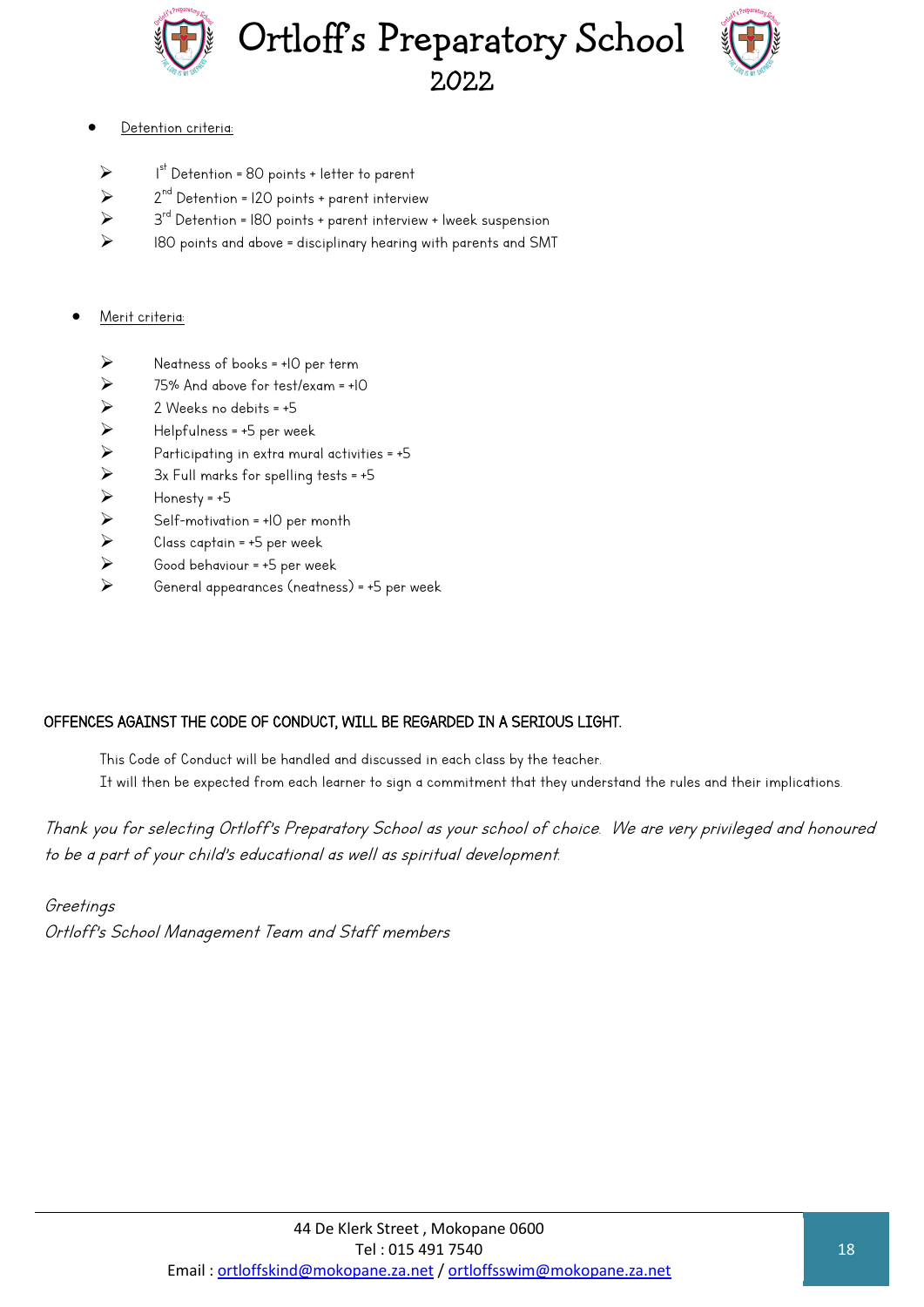- Detention criteria:

  - 1st Detention = 80 points + letter to parent
  - 2nd Detention = 120 points + parent interview
  - 3rd Detention = 180 points + parent interview + 1week suspension
  - 180 points and above = disciplinary hearing with parents and SMT

- Merit criteria:

  - Neatness of books = +10 per term
  - 75% And above for test/exam = +10
  - 2 Weeks no debits = +5
  - Helpfulness = +5 per week
  - Participating in extra mural activities = +5
  - 3x Full marks for spelling tests = +5
  - Honesty = +5
  - Self-motivation = +10 per month
  - Class captain = +5 per week
  - Good behaviour = +5 per week
  - General appearances (neatness) = +5 per week

OFFENCES AGAINST THE CODE OF CONDUCT, WILL BE REGARDED IN A SERIOUS LIGHT.

This Code of Conduct will be handled and discussed in each class by the teacher.
It will then be expected from each learner to sign a commitment that they understand the rules and their implications.

*Thank you for selecting Ortloff's Preparatory School as your school of choice. We are very privileged and honoured to be a part of your child's educational as well as spiritual development.*

*Greetings*
*Ortloff's School Management Team and Staff members*

44 De Klerk Street , Mokopane 0600
Tel : 015 491 7540
Email : ortloffskind@mokopane.za.net / ortloffsswim@mokopane.za.net